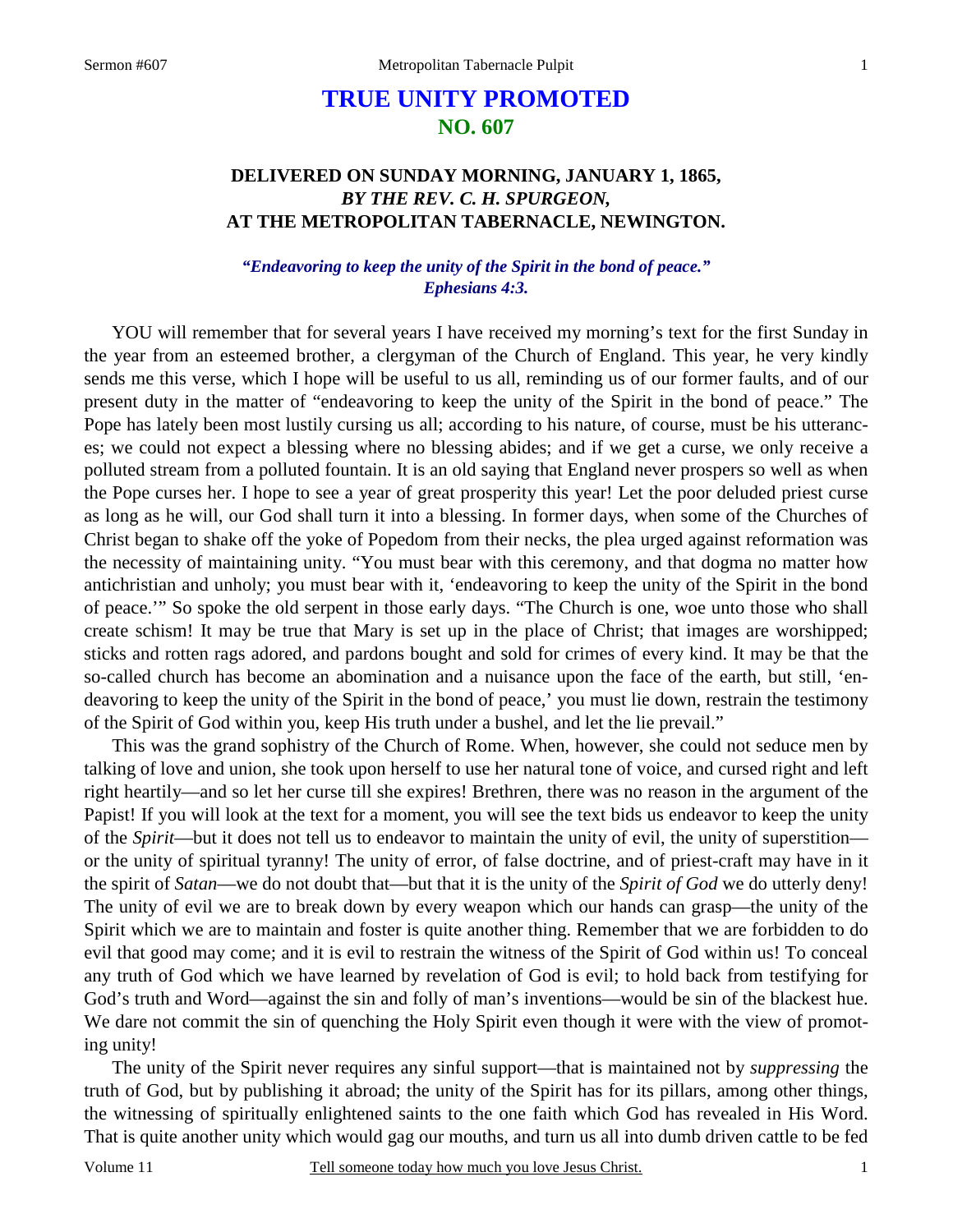# TRUE UNITY PROMOTED
## NO. 607

### DELIVERED ON SUNDAY MORNING, JANUARY 1, 1865, *BY THE REV. C. H. SPURGEON,* AT THE METROPOLITAN TABERNACLE, NEWINGTON.

***"Endeavoring to keep the unity of the Spirit in the bond of peace." Ephesians 4:3.***

YOU will remember that for several years I have received my morning's text for the first Sunday in the year from an esteemed brother, a clergyman of the Church of England. This year, he very kindly sends me this verse, which I hope will be useful to us all, reminding us of our former faults, and of our present duty in the matter of "endeavoring to keep the unity of the Spirit in the bond of peace." The Pope has lately been most lustily cursing us all; according to his nature, of course, must be his utterances; we could not expect a blessing where no blessing abides; and if we get a curse, we only receive a polluted stream from a polluted fountain. It is an old saying that England never prospers so well as when the Pope curses her. I hope to see a year of great prosperity this year! Let the poor deluded priest curse as long as he will, our God shall turn it into a blessing. In former days, when some of the Churches of Christ began to shake off the yoke of Popedom from their necks, the plea urged against reformation was the necessity of maintaining unity. "You must bear with this ceremony, and that dogma no matter how antichristian and unholy; you must bear with it, 'endeavoring to keep the unity of the Spirit in the bond of peace.'" So spoke the old serpent in those early days. "The Church is one, woe unto those who shall create schism! It may be true that Mary is set up in the place of Christ; that images are worshipped; sticks and rotten rags adored, and pardons bought and sold for crimes of every kind. It may be that the so-called church has become an abomination and a nuisance upon the face of the earth, but still, 'endeavoring to keep the unity of the Spirit in the bond of peace,' you must lie down, restrain the testimony of the Spirit of God within you, keep His truth under a bushel, and let the lie prevail."

This was the grand sophistry of the Church of Rome. When, however, she could not seduce men by talking of love and union, she took upon herself to use her natural tone of voice, and cursed right and left right heartily—and so let her curse till she expires! Brethren, there was no reason in the argument of the Papist! If you will look at the text for a moment, you will see the text bids us endeavor to keep the unity of the *Spirit*—but it does not tell us to endeavor to maintain the unity of evil, the unity of superstition—or the unity of spiritual tyranny! The unity of error, of false doctrine, and of priest-craft may have in it the spirit of *Satan*—we do not doubt that—but that it is the unity of the *Spirit of God* we do utterly deny! The unity of evil we are to break down by every weapon which our hands can grasp—the unity of the Spirit which we are to maintain and foster is quite another thing. Remember that we are forbidden to do evil that good may come; and it is evil to restrain the witness of the Spirit of God within us! To conceal any truth of God which we have learned by revelation of God is evil; to hold back from testifying for God's truth and Word—against the sin and folly of man's inventions—would be sin of the blackest hue. We dare not commit the sin of quenching the Holy Spirit even though it were with the view of promoting unity!

The unity of the Spirit never requires any sinful support—that is maintained not by *suppressing* the truth of God, but by publishing it abroad; the unity of the Spirit has for its pillars, among other things, the witnessing of spiritually enlightened saints to the one faith which God has revealed in His Word. That is quite another unity which would gag our mouths, and turn us all into dumb driven cattle to be fed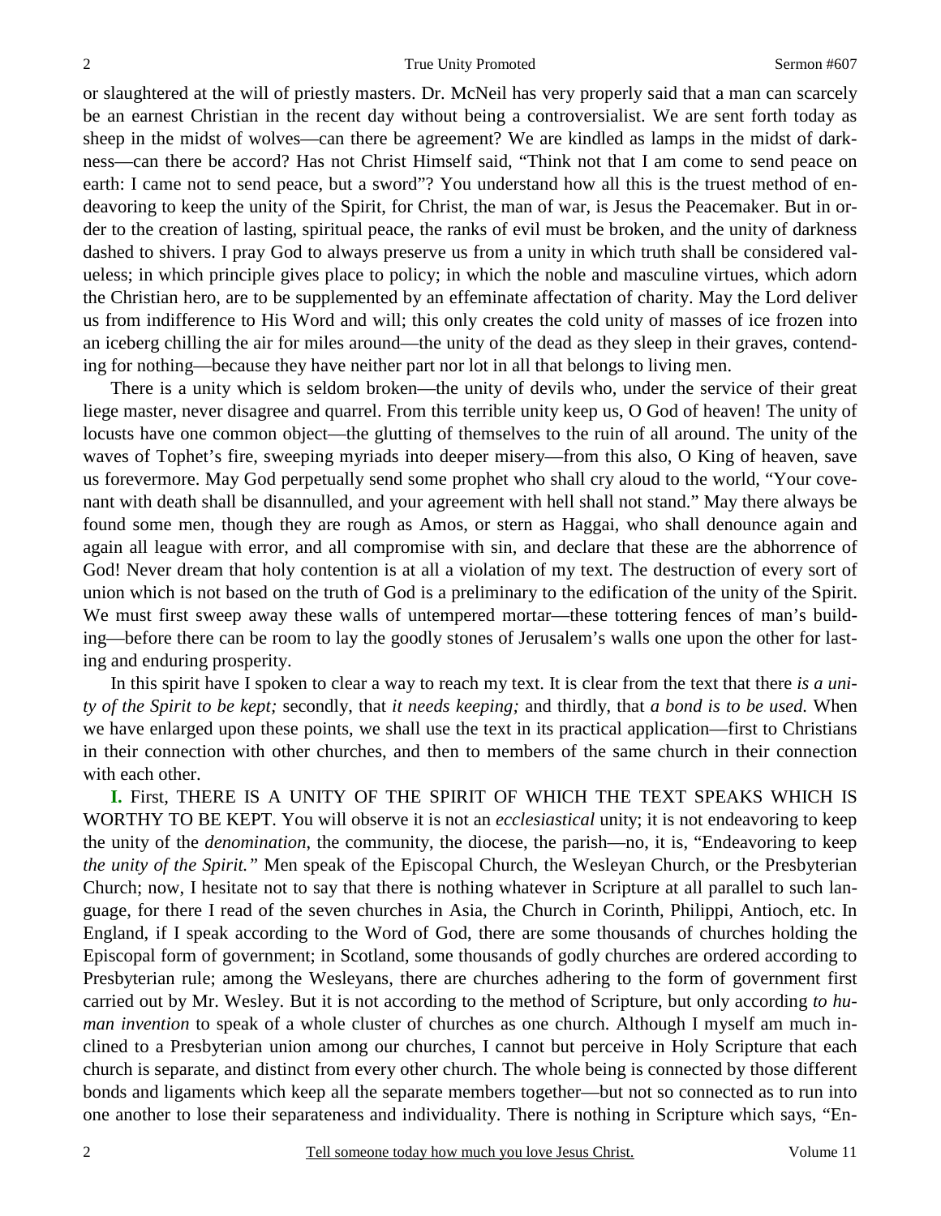or slaughtered at the will of priestly masters. Dr. McNeil has very properly said that a man can scarcely be an earnest Christian in the recent day without being a controversialist. We are sent forth today as sheep in the midst of wolves—can there be agreement? We are kindled as lamps in the midst of darkness—can there be accord? Has not Christ Himself said, "Think not that I am come to send peace on earth: I came not to send peace, but a sword"? You understand how all this is the truest method of endeavoring to keep the unity of the Spirit, for Christ, the man of war, is Jesus the Peacemaker. But in order to the creation of lasting, spiritual peace, the ranks of evil must be broken, and the unity of darkness dashed to shivers. I pray God to always preserve us from a unity in which truth shall be considered valueless; in which principle gives place to policy; in which the noble and masculine virtues, which adorn the Christian hero, are to be supplemented by an effeminate affectation of charity. May the Lord deliver us from indifference to His Word and will; this only creates the cold unity of masses of ice frozen into an iceberg chilling the air for miles around—the unity of the dead as they sleep in their graves, contending for nothing—because they have neither part nor lot in all that belongs to living men.

There is a unity which is seldom broken—the unity of devils who, under the service of their great liege master, never disagree and quarrel. From this terrible unity keep us, O God of heaven! The unity of locusts have one common object—the glutting of themselves to the ruin of all around. The unity of the waves of Tophet's fire, sweeping myriads into deeper misery—from this also, O King of heaven, save us forevermore. May God perpetually send some prophet who shall cry aloud to the world, "Your covenant with death shall be disannulled, and your agreement with hell shall not stand." May there always be found some men, though they are rough as Amos, or stern as Haggai, who shall denounce again and again all league with error, and all compromise with sin, and declare that these are the abhorrence of God! Never dream that holy contention is at all a violation of my text. The destruction of every sort of union which is not based on the truth of God is a preliminary to the edification of the unity of the Spirit. We must first sweep away these walls of untempered mortar—these tottering fences of man's building—before there can be room to lay the goodly stones of Jerusalem's walls one upon the other for lasting and enduring prosperity.

In this spirit have I spoken to clear a way to reach my text. It is clear from the text that there *is a unity of the Spirit to be kept;* secondly, that *it needs keeping;* and thirdly, that *a bond is to be used.* When we have enlarged upon these points, we shall use the text in its practical application—first to Christians in their connection with other churches, and then to members of the same church in their connection with each other.

**I.** First, THERE IS A UNITY OF THE SPIRIT OF WHICH THE TEXT SPEAKS WHICH IS WORTHY TO BE KEPT. You will observe it is not an *ecclesiastical* unity; it is not endeavoring to keep the unity of the *denomination*, the community, the diocese, the parish—no, it is, "Endeavoring to keep *the unity of the Spirit."* Men speak of the Episcopal Church, the Wesleyan Church, or the Presbyterian Church; now, I hesitate not to say that there is nothing whatever in Scripture at all parallel to such language, for there I read of the seven churches in Asia, the Church in Corinth, Philippi, Antioch, etc. In England, if I speak according to the Word of God, there are some thousands of churches holding the Episcopal form of government; in Scotland, some thousands of godly churches are ordered according to Presbyterian rule; among the Wesleyans, there are churches adhering to the form of government first carried out by Mr. Wesley. But it is not according to the method of Scripture, but only according *to human invention* to speak of a whole cluster of churches as one church. Although I myself am much inclined to a Presbyterian union among our churches, I cannot but perceive in Holy Scripture that each church is separate, and distinct from every other church. The whole being is connected by those different bonds and ligaments which keep all the separate members together—but not so connected as to run into one another to lose their separateness and individuality. There is nothing in Scripture which says, "En-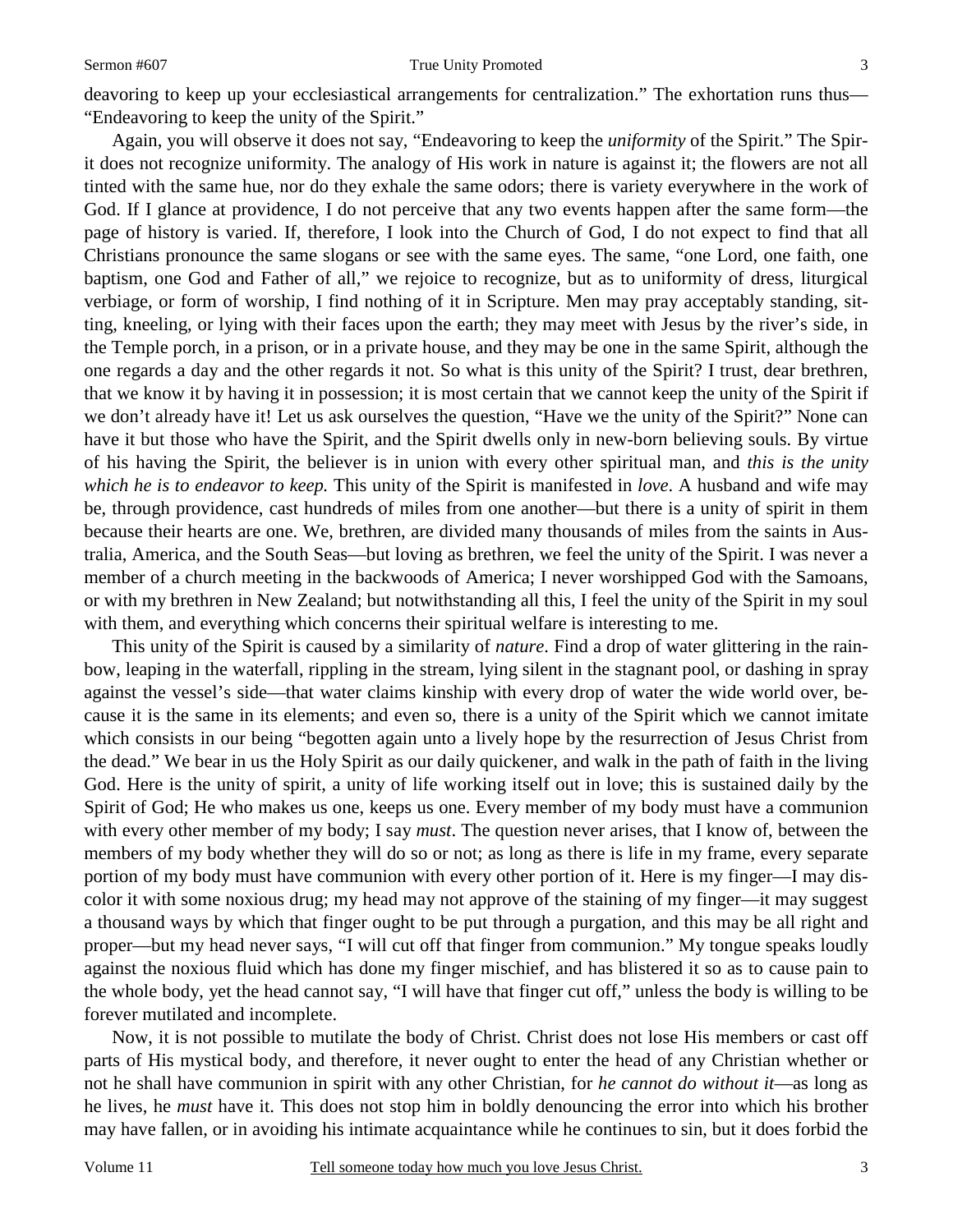deavoring to keep up your ecclesiastical arrangements for centralization." The exhortation runs thus—"Endeavoring to keep the unity of the Spirit."

Again, you will observe it does not say, "Endeavoring to keep the *uniformity* of the Spirit." The Spirit does not recognize uniformity. The analogy of His work in nature is against it; the flowers are not all tinted with the same hue, nor do they exhale the same odors; there is variety everywhere in the work of God. If I glance at providence, I do not perceive that any two events happen after the same form—the page of history is varied. If, therefore, I look into the Church of God, I do not expect to find that all Christians pronounce the same slogans or see with the same eyes. The same, "one Lord, one faith, one baptism, one God and Father of all," we rejoice to recognize, but as to uniformity of dress, liturgical verbiage, or form of worship, I find nothing of it in Scripture. Men may pray acceptably standing, sitting, kneeling, or lying with their faces upon the earth; they may meet with Jesus by the river's side, in the Temple porch, in a prison, or in a private house, and they may be one in the same Spirit, although the one regards a day and the other regards it not. So what is this unity of the Spirit? I trust, dear brethren, that we know it by having it in possession; it is most certain that we cannot keep the unity of the Spirit if we don't already have it! Let us ask ourselves the question, "Have we the unity of the Spirit?" None can have it but those who have the Spirit, and the Spirit dwells only in new-born believing souls. By virtue of his having the Spirit, the believer is in union with every other spiritual man, and *this is the unity which he is to endeavor to keep.* This unity of the Spirit is manifested in *love*. A husband and wife may be, through providence, cast hundreds of miles from one another—but there is a unity of spirit in them because their hearts are one. We, brethren, are divided many thousands of miles from the saints in Australia, America, and the South Seas—but loving as brethren, we feel the unity of the Spirit. I was never a member of a church meeting in the backwoods of America; I never worshipped God with the Samoans, or with my brethren in New Zealand; but notwithstanding all this, I feel the unity of the Spirit in my soul with them, and everything which concerns their spiritual welfare is interesting to me.

This unity of the Spirit is caused by a similarity of *nature*. Find a drop of water glittering in the rainbow, leaping in the waterfall, rippling in the stream, lying silent in the stagnant pool, or dashing in spray against the vessel's side—that water claims kinship with every drop of water the wide world over, because it is the same in its elements; and even so, there is a unity of the Spirit which we cannot imitate which consists in our being "begotten again unto a lively hope by the resurrection of Jesus Christ from the dead." We bear in us the Holy Spirit as our daily quickener, and walk in the path of faith in the living God. Here is the unity of spirit, a unity of life working itself out in love; this is sustained daily by the Spirit of God; He who makes us one, keeps us one. Every member of my body must have a communion with every other member of my body; I say *must*. The question never arises, that I know of, between the members of my body whether they will do so or not; as long as there is life in my frame, every separate portion of my body must have communion with every other portion of it. Here is my finger—I may discolor it with some noxious drug; my head may not approve of the staining of my finger—it may suggest a thousand ways by which that finger ought to be put through a purgation, and this may be all right and proper—but my head never says, "I will cut off that finger from communion." My tongue speaks loudly against the noxious fluid which has done my finger mischief, and has blistered it so as to cause pain to the whole body, yet the head cannot say, "I will have that finger cut off," unless the body is willing to be forever mutilated and incomplete.

Now, it is not possible to mutilate the body of Christ. Christ does not lose His members or cast off parts of His mystical body, and therefore, it never ought to enter the head of any Christian whether or not he shall have communion in spirit with any other Christian, for *he cannot do without it*—as long as he lives, he *must* have it. This does not stop him in boldly denouncing the error into which his brother may have fallen, or in avoiding his intimate acquaintance while he continues to sin, but it does forbid the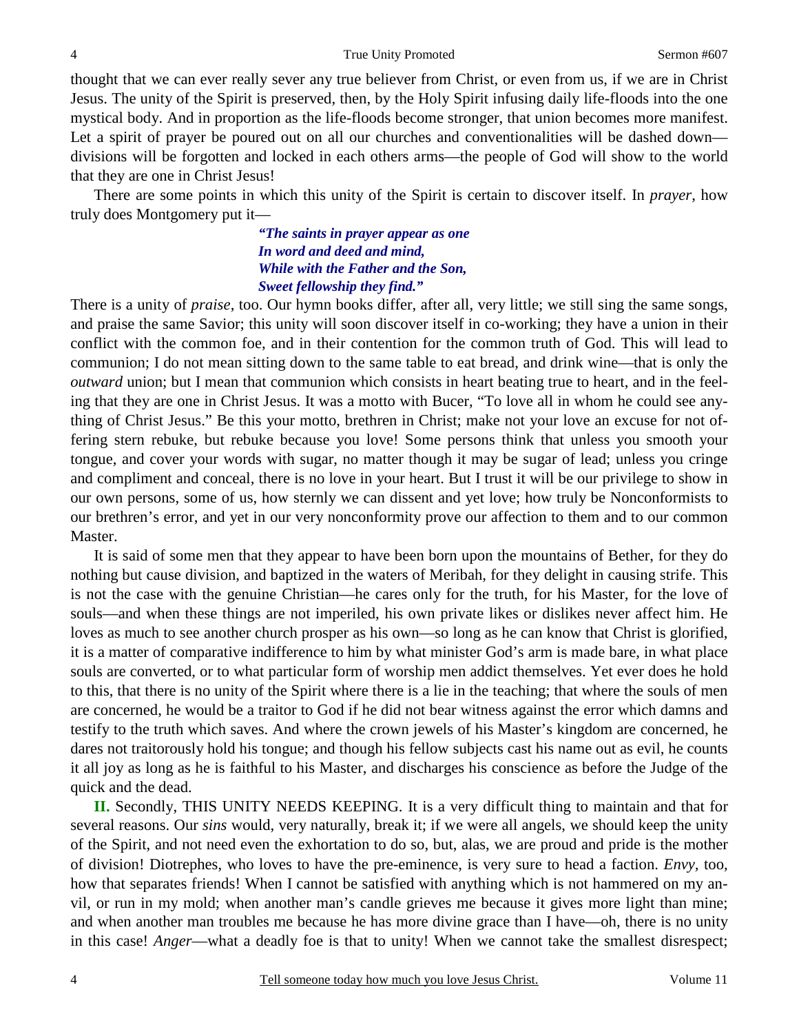thought that we can ever really sever any true believer from Christ, or even from us, if we are in Christ Jesus. The unity of the Spirit is preserved, then, by the Holy Spirit infusing daily life-floods into the one mystical body. And in proportion as the life-floods become stronger, that union becomes more manifest. Let a spirit of prayer be poured out on all our churches and conventionalities will be dashed down—divisions will be forgotten and locked in each others arms—the people of God will show to the world that they are one in Christ Jesus!

There are some points in which this unity of the Spirit is certain to discover itself. In *prayer*, how truly does Montgomery put it—

> ***"The saints in prayer appear as one***
> ***In word and deed and mind,***
> ***While with the Father and the Son,***
> ***Sweet fellowship they find."***

There is a unity of *praise*, too. Our hymn books differ, after all, very little; we still sing the same songs, and praise the same Savior; this unity will soon discover itself in co-working; they have a union in their conflict with the common foe, and in their contention for the common truth of God. This will lead to communion; I do not mean sitting down to the same table to eat bread, and drink wine—that is only the *outward* union; but I mean that communion which consists in heart beating true to heart, and in the feeling that they are one in Christ Jesus. It was a motto with Bucer, "To love all in whom he could see anything of Christ Jesus." Be this your motto, brethren in Christ; make not your love an excuse for not offering stern rebuke, but rebuke because you love! Some persons think that unless you smooth your tongue, and cover your words with sugar, no matter though it may be sugar of lead; unless you cringe and compliment and conceal, there is no love in your heart. But I trust it will be our privilege to show in our own persons, some of us, how sternly we can dissent and yet love; how truly be Nonconformists to our brethren's error, and yet in our very nonconformity prove our affection to them and to our common Master.

It is said of some men that they appear to have been born upon the mountains of Bether, for they do nothing but cause division, and baptized in the waters of Meribah, for they delight in causing strife. This is not the case with the genuine Christian—he cares only for the truth, for his Master, for the love of souls—and when these things are not imperiled, his own private likes or dislikes never affect him. He loves as much to see another church prosper as his own—so long as he can know that Christ is glorified, it is a matter of comparative indifference to him by what minister God's arm is made bare, in what place souls are converted, or to what particular form of worship men addict themselves. Yet ever does he hold to this, that there is no unity of the Spirit where there is a lie in the teaching; that where the souls of men are concerned, he would be a traitor to God if he did not bear witness against the error which damns and testify to the truth which saves. And where the crown jewels of his Master's kingdom are concerned, he dares not traitorously hold his tongue; and though his fellow subjects cast his name out as evil, he counts it all joy as long as he is faithful to his Master, and discharges his conscience as before the Judge of the quick and the dead.

**II.** Secondly, THIS UNITY NEEDS KEEPING. It is a very difficult thing to maintain and that for several reasons. Our *sins* would, very naturally, break it; if we were all angels, we should keep the unity of the Spirit, and not need even the exhortation to do so, but, alas, we are proud and pride is the mother of division! Diotrephes, who loves to have the pre-eminence, is very sure to head a faction. *Envy*, too, how that separates friends! When I cannot be satisfied with anything which is not hammered on my anvil, or run in my mold; when another man's candle grieves me because it gives more light than mine; and when another man troubles me because he has more divine grace than I have—oh, there is no unity in this case! *Anger*—what a deadly foe is that to unity! When we cannot take the smallest disrespect;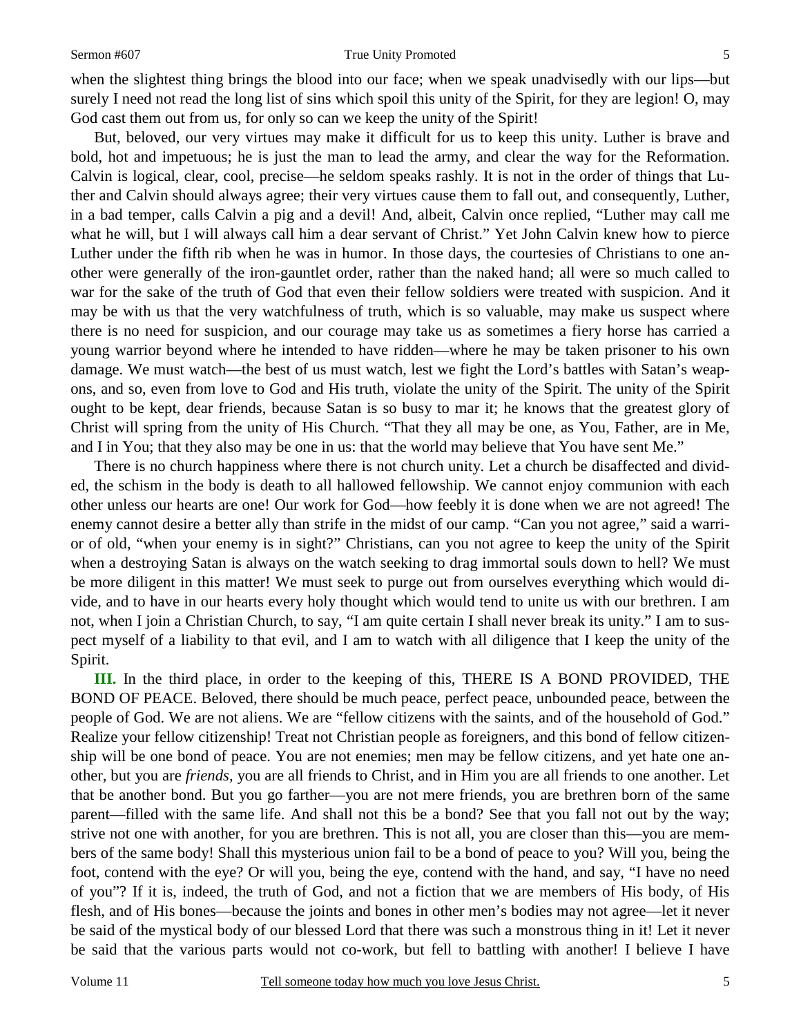when the slightest thing brings the blood into our face; when we speak unadvisedly with our lips—but surely I need not read the long list of sins which spoil this unity of the Spirit, for they are legion! O, may God cast them out from us, for only so can we keep the unity of the Spirit!

But, beloved, our very virtues may make it difficult for us to keep this unity. Luther is brave and bold, hot and impetuous; he is just the man to lead the army, and clear the way for the Reformation. Calvin is logical, clear, cool, precise—he seldom speaks rashly. It is not in the order of things that Luther and Calvin should always agree; their very virtues cause them to fall out, and consequently, Luther, in a bad temper, calls Calvin a pig and a devil! And, albeit, Calvin once replied, "Luther may call me what he will, but I will always call him a dear servant of Christ." Yet John Calvin knew how to pierce Luther under the fifth rib when he was in humor. In those days, the courtesies of Christians to one another were generally of the iron-gauntlet order, rather than the naked hand; all were so much called to war for the sake of the truth of God that even their fellow soldiers were treated with suspicion. And it may be with us that the very watchfulness of truth, which is so valuable, may make us suspect where there is no need for suspicion, and our courage may take us as sometimes a fiery horse has carried a young warrior beyond where he intended to have ridden—where he may be taken prisoner to his own damage. We must watch—the best of us must watch, lest we fight the Lord's battles with Satan's weapons, and so, even from love to God and His truth, violate the unity of the Spirit. The unity of the Spirit ought to be kept, dear friends, because Satan is so busy to mar it; he knows that the greatest glory of Christ will spring from the unity of His Church. "That they all may be one, as You, Father, are in Me, and I in You; that they also may be one in us: that the world may believe that You have sent Me."

There is no church happiness where there is not church unity. Let a church be disaffected and divided, the schism in the body is death to all hallowed fellowship. We cannot enjoy communion with each other unless our hearts are one! Our work for God—how feebly it is done when we are not agreed! The enemy cannot desire a better ally than strife in the midst of our camp. "Can you not agree," said a warrior of old, "when your enemy is in sight?" Christians, can you not agree to keep the unity of the Spirit when a destroying Satan is always on the watch seeking to drag immortal souls down to hell? We must be more diligent in this matter! We must seek to purge out from ourselves everything which would divide, and to have in our hearts every holy thought which would tend to unite us with our brethren. I am not, when I join a Christian Church, to say, "I am quite certain I shall never break its unity." I am to suspect myself of a liability to that evil, and I am to watch with all diligence that I keep the unity of the Spirit.

**III.** In the third place, in order to the keeping of this, THERE IS A BOND PROVIDED, THE BOND OF PEACE. Beloved, there should be much peace, perfect peace, unbounded peace, between the people of God. We are not aliens. We are "fellow citizens with the saints, and of the household of God." Realize your fellow citizenship! Treat not Christian people as foreigners, and this bond of fellow citizenship will be one bond of peace. You are not enemies; men may be fellow citizens, and yet hate one another, but you are *friends,* you are all friends to Christ, and in Him you are all friends to one another. Let that be another bond. But you go farther—you are not mere friends, you are brethren born of the same parent—filled with the same life. And shall not this be a bond? See that you fall not out by the way; strive not one with another, for you are brethren. This is not all, you are closer than this—you are members of the same body! Shall this mysterious union fail to be a bond of peace to you? Will you, being the foot, contend with the eye? Or will you, being the eye, contend with the hand, and say, "I have no need of you"? If it is, indeed, the truth of God, and not a fiction that we are members of His body, of His flesh, and of His bones—because the joints and bones in other men's bodies may not agree—let it never be said of the mystical body of our blessed Lord that there was such a monstrous thing in it! Let it never be said that the various parts would not co-work, but fell to battling with another! I believe I have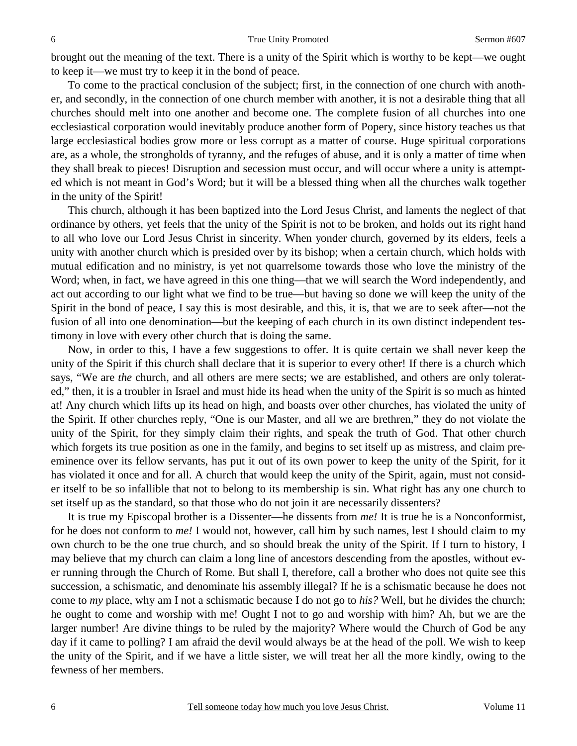brought out the meaning of the text. There is a unity of the Spirit which is worthy to be kept—we ought to keep it—we must try to keep it in the bond of peace.

To come to the practical conclusion of the subject; first, in the connection of one church with another, and secondly, in the connection of one church member with another, it is not a desirable thing that all churches should melt into one another and become one. The complete fusion of all churches into one ecclesiastical corporation would inevitably produce another form of Popery, since history teaches us that large ecclesiastical bodies grow more or less corrupt as a matter of course. Huge spiritual corporations are, as a whole, the strongholds of tyranny, and the refuges of abuse, and it is only a matter of time when they shall break to pieces! Disruption and secession must occur, and will occur where a unity is attempted which is not meant in God's Word; but it will be a blessed thing when all the churches walk together in the unity of the Spirit!

This church, although it has been baptized into the Lord Jesus Christ, and laments the neglect of that ordinance by others, yet feels that the unity of the Spirit is not to be broken, and holds out its right hand to all who love our Lord Jesus Christ in sincerity. When yonder church, governed by its elders, feels a unity with another church which is presided over by its bishop; when a certain church, which holds with mutual edification and no ministry, is yet not quarrelsome towards those who love the ministry of the Word; when, in fact, we have agreed in this one thing—that we will search the Word independently, and act out according to our light what we find to be true—but having so done we will keep the unity of the Spirit in the bond of peace, I say this is most desirable, and this, it is, that we are to seek after—not the fusion of all into one denomination—but the keeping of each church in its own distinct independent testimony in love with every other church that is doing the same.

Now, in order to this, I have a few suggestions to offer. It is quite certain we shall never keep the unity of the Spirit if this church shall declare that it is superior to every other! If there is a church which says, "We are *the* church, and all others are mere sects; we are established, and others are only tolerated," then, it is a troubler in Israel and must hide its head when the unity of the Spirit is so much as hinted at! Any church which lifts up its head on high, and boasts over other churches, has violated the unity of the Spirit. If other churches reply, "One is our Master, and all we are brethren," they do not violate the unity of the Spirit, for they simply claim their rights, and speak the truth of God. That other church which forgets its true position as one in the family, and begins to set itself up as mistress, and claim preeminence over its fellow servants, has put it out of its own power to keep the unity of the Spirit, for it has violated it once and for all. A church that would keep the unity of the Spirit, again, must not consider itself to be so infallible that not to belong to its membership is sin. What right has any one church to set itself up as the standard, so that those who do not join it are necessarily dissenters?

It is true my Episcopal brother is a Dissenter—he dissents from *me!* It is true he is a Nonconformist, for he does not conform to *me!* I would not, however, call him by such names, lest I should claim to my own church to be the one true church, and so should break the unity of the Spirit. If I turn to history, I may believe that my church can claim a long line of ancestors descending from the apostles, without ever running through the Church of Rome. But shall I, therefore, call a brother who does not quite see this succession, a schismatic, and denominate his assembly illegal? If he is a schismatic because he does not come to *my* place, why am I not a schismatic because I do not go to *his?* Well, but he divides the church; he ought to come and worship with me! Ought I not to go and worship with him? Ah, but we are the larger number! Are divine things to be ruled by the majority? Where would the Church of God be any day if it came to polling? I am afraid the devil would always be at the head of the poll. We wish to keep the unity of the Spirit, and if we have a little sister, we will treat her all the more kindly, owing to the fewness of her members.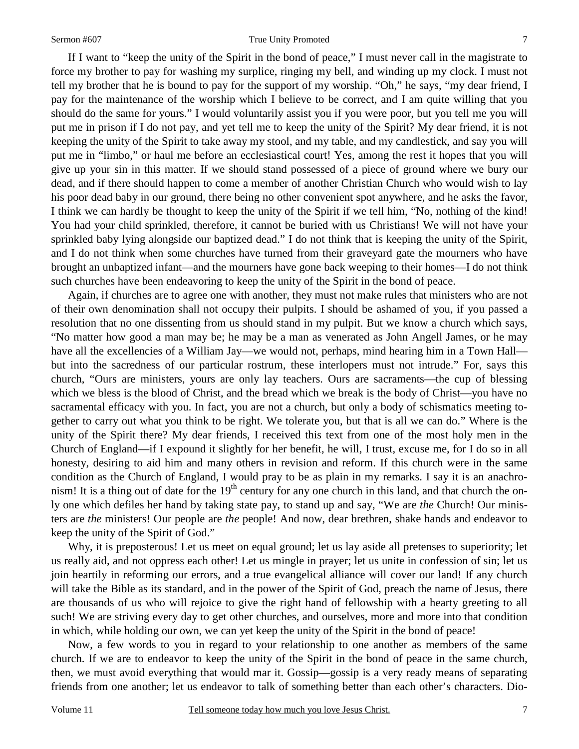If I want to "keep the unity of the Spirit in the bond of peace," I must never call in the magistrate to force my brother to pay for washing my surplice, ringing my bell, and winding up my clock. I must not tell my brother that he is bound to pay for the support of my worship. "Oh," he says, "my dear friend, I pay for the maintenance of the worship which I believe to be correct, and I am quite willing that you should do the same for yours." I would voluntarily assist you if you were poor, but you tell me you will put me in prison if I do not pay, and yet tell me to keep the unity of the Spirit? My dear friend, it is not keeping the unity of the Spirit to take away my stool, and my table, and my candlestick, and say you will put me in "limbo," or haul me before an ecclesiastical court! Yes, among the rest it hopes that you will give up your sin in this matter. If we should stand possessed of a piece of ground where we bury our dead, and if there should happen to come a member of another Christian Church who would wish to lay his poor dead baby in our ground, there being no other convenient spot anywhere, and he asks the favor, I think we can hardly be thought to keep the unity of the Spirit if we tell him, "No, nothing of the kind! You had your child sprinkled, therefore, it cannot be buried with us Christians! We will not have your sprinkled baby lying alongside our baptized dead." I do not think that is keeping the unity of the Spirit, and I do not think when some churches have turned from their graveyard gate the mourners who have brought an unbaptized infant—and the mourners have gone back weeping to their homes—I do not think such churches have been endeavoring to keep the unity of the Spirit in the bond of peace.

Again, if churches are to agree one with another, they must not make rules that ministers who are not of their own denomination shall not occupy their pulpits. I should be ashamed of you, if you passed a resolution that no one dissenting from us should stand in my pulpit. But we know a church which says, "No matter how good a man may be; he may be a man as venerated as John Angell James, or he may have all the excellencies of a William Jay—we would not, perhaps, mind hearing him in a Town Hall—but into the sacredness of our particular rostrum, these interlopers must not intrude." For, says this church, "Ours are ministers, yours are only lay teachers. Ours are sacraments—the cup of blessing which we bless is the blood of Christ, and the bread which we break is the body of Christ—you have no sacramental efficacy with you. In fact, you are not a church, but only a body of schismatics meeting together to carry out what you think to be right. We tolerate you, but that is all we can do." Where is the unity of the Spirit there? My dear friends, I received this text from one of the most holy men in the Church of England—if I expound it slightly for her benefit, he will, I trust, excuse me, for I do so in all honesty, desiring to aid him and many others in revision and reform. If this church were in the same condition as the Church of England, I would pray to be as plain in my remarks. I say it is an anachronism! It is a thing out of date for the 19th century for any one church in this land, and that church the only one which defiles her hand by taking state pay, to stand up and say, "We are *the* Church! Our ministers are *the* ministers! Our people are *the* people! And now, dear brethren, shake hands and endeavor to keep the unity of the Spirit of God."

Why, it is preposterous! Let us meet on equal ground; let us lay aside all pretenses to superiority; let us really aid, and not oppress each other! Let us mingle in prayer; let us unite in confession of sin; let us join heartily in reforming our errors, and a true evangelical alliance will cover our land! If any church will take the Bible as its standard, and in the power of the Spirit of God, preach the name of Jesus, there are thousands of us who will rejoice to give the right hand of fellowship with a hearty greeting to all such! We are striving every day to get other churches, and ourselves, more and more into that condition in which, while holding our own, we can yet keep the unity of the Spirit in the bond of peace!

Now, a few words to you in regard to your relationship to one another as members of the same church. If we are to endeavor to keep the unity of the Spirit in the bond of peace in the same church, then, we must avoid everything that would mar it. Gossip—gossip is a very ready means of separating friends from one another; let us endeavor to talk of something better than each other's characters. Dio-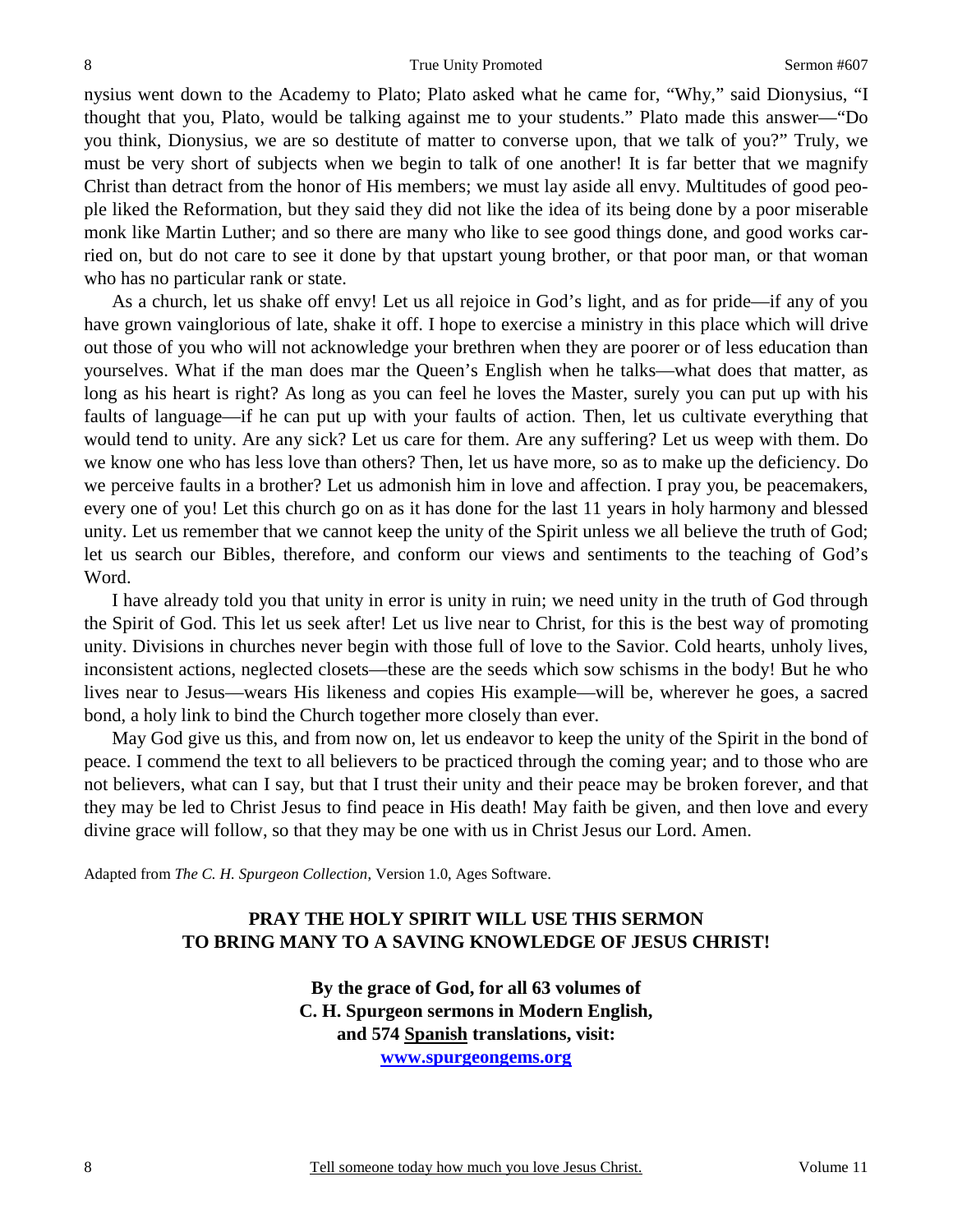nysius went down to the Academy to Plato; Plato asked what he came for, "Why," said Dionysius, "I thought that you, Plato, would be talking against me to your students." Plato made this answer—"Do you think, Dionysius, we are so destitute of matter to converse upon, that we talk of you?" Truly, we must be very short of subjects when we begin to talk of one another! It is far better that we magnify Christ than detract from the honor of His members; we must lay aside all envy. Multitudes of good people liked the Reformation, but they said they did not like the idea of its being done by a poor miserable monk like Martin Luther; and so there are many who like to see good things done, and good works carried on, but do not care to see it done by that upstart young brother, or that poor man, or that woman who has no particular rank or state.

As a church, let us shake off envy! Let us all rejoice in God's light, and as for pride—if any of you have grown vainglorious of late, shake it off. I hope to exercise a ministry in this place which will drive out those of you who will not acknowledge your brethren when they are poorer or of less education than yourselves. What if the man does mar the Queen's English when he talks—what does that matter, as long as his heart is right? As long as you can feel he loves the Master, surely you can put up with his faults of language—if he can put up with your faults of action. Then, let us cultivate everything that would tend to unity. Are any sick? Let us care for them. Are any suffering? Let us weep with them. Do we know one who has less love than others? Then, let us have more, so as to make up the deficiency. Do we perceive faults in a brother? Let us admonish him in love and affection. I pray you, be peacemakers, every one of you! Let this church go on as it has done for the last 11 years in holy harmony and blessed unity. Let us remember that we cannot keep the unity of the Spirit unless we all believe the truth of God; let us search our Bibles, therefore, and conform our views and sentiments to the teaching of God's Word.

I have already told you that unity in error is unity in ruin; we need unity in the truth of God through the Spirit of God. This let us seek after! Let us live near to Christ, for this is the best way of promoting unity. Divisions in churches never begin with those full of love to the Savior. Cold hearts, unholy lives, inconsistent actions, neglected closets—these are the seeds which sow schisms in the body! But he who lives near to Jesus—wears His likeness and copies His example—will be, wherever he goes, a sacred bond, a holy link to bind the Church together more closely than ever.

May God give us this, and from now on, let us endeavor to keep the unity of the Spirit in the bond of peace. I commend the text to all believers to be practiced through the coming year; and to those who are not believers, what can I say, but that I trust their unity and their peace may be broken forever, and that they may be led to Christ Jesus to find peace in His death! May faith be given, and then love and every divine grace will follow, so that they may be one with us in Christ Jesus our Lord. Amen.

Adapted from *The C. H. Spurgeon Collection*, Version 1.0, Ages Software.

**PRAY THE HOLY SPIRIT WILL USE THIS SERMON TO BRING MANY TO A SAVING KNOWLEDGE OF JESUS CHRIST!**

**By the grace of God, for all 63 volumes of C. H. Spurgeon sermons in Modern English, and 574 Spanish translations, visit: www.spurgeongems.org**

Tell someone today how much you love Jesus Christ.